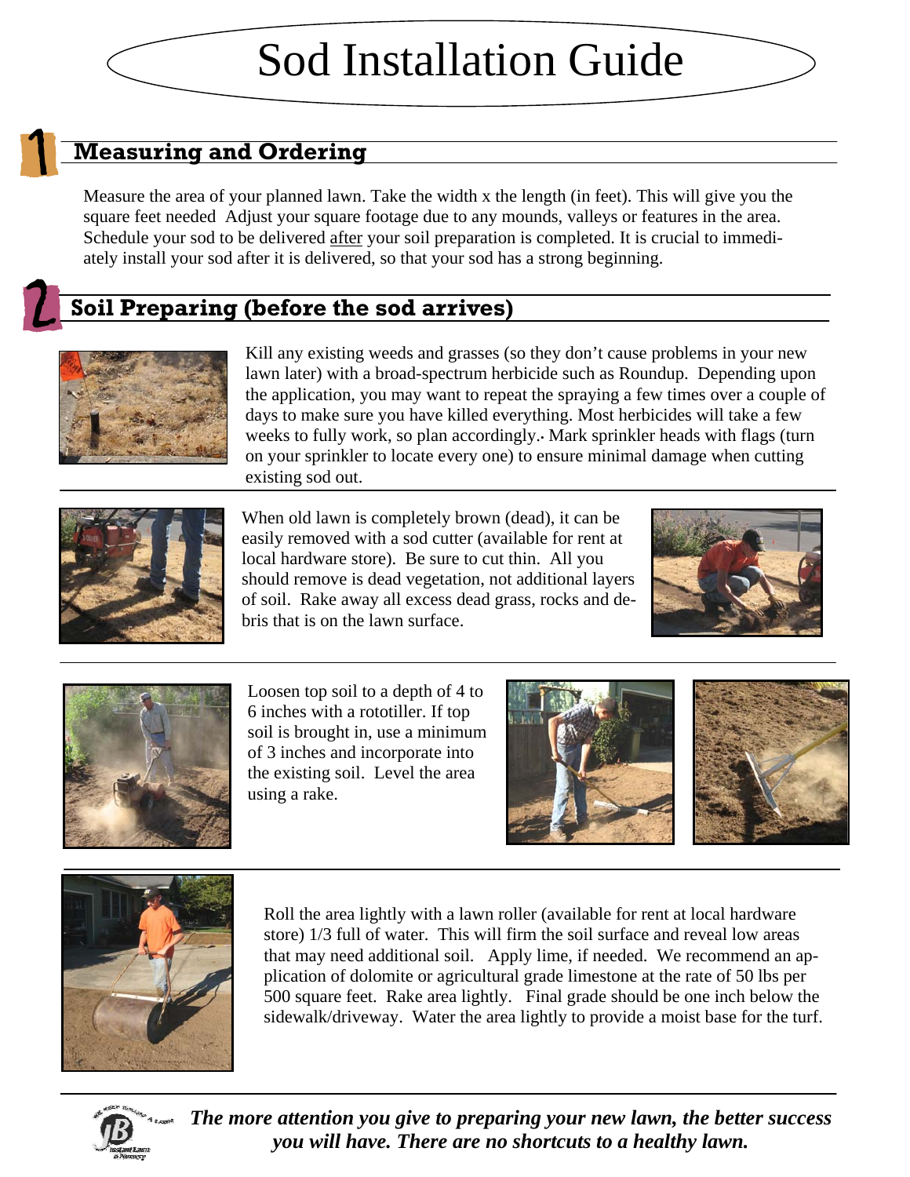# Sod Installation Guide

## 1 Measuring and Ordering

Measure the area of your planned lawn. Take the width x the length (in feet). This will give you the square feet needed Adjust your square footage due to any mounds, valleys or features in the area. Schedule your sod to be delivered after your soil preparation is completed. It is crucial to immediately install your sod after it is delivered, so that your sod has a strong beginning.

## 2 Soil Preparing (before the sod arrives)

Kill any existing weeds and grasses (so they don't cause problems in your new lawn later) with a broad-spectrum herbicide such as Roundup. Depending upon the application, you may want to repeat the spraying a few times over a couple of days to make sure you have killed everything. Most herbicides will take a few weeks to fully work, so plan accordingly. Mark sprinkler heads with flags (turn on your sprinkler to locate every one) to ensure minimal damage when cutting existing sod out.

When old lawn is completely brown (dead), it can be easily removed with a sod cutter (available for rent at local hardware store). Be sure to cut thin. All you should remove is dead vegetation, not additional layers of soil. Rake away all excess dead grass, rocks and debris that is on the lawn surface.

Loosen top soil to a depth of 4 to 6 inches with a rototiller. If top soil is brought in, use a minimum of 3 inches and incorporate into the existing soil. Level the area using a rake.

Roll the area lightly with a lawn roller (available for rent at local hardware store) 1/3 full of water. This will firm the soil surface and reveal low areas that may need additional soil. Apply lime, if needed. We recommend an application of dolomite or agricultural grade limestone at the rate of 50 lbs per 500 square feet. Rake area lightly. Final grade should be one inch below the sidewalk/driveway. Water the area lightly to provide a moist base for the turf.

***The more attention you give to preparing your new lawn, the better success you will have. There are no shortcuts to a healthy lawn.***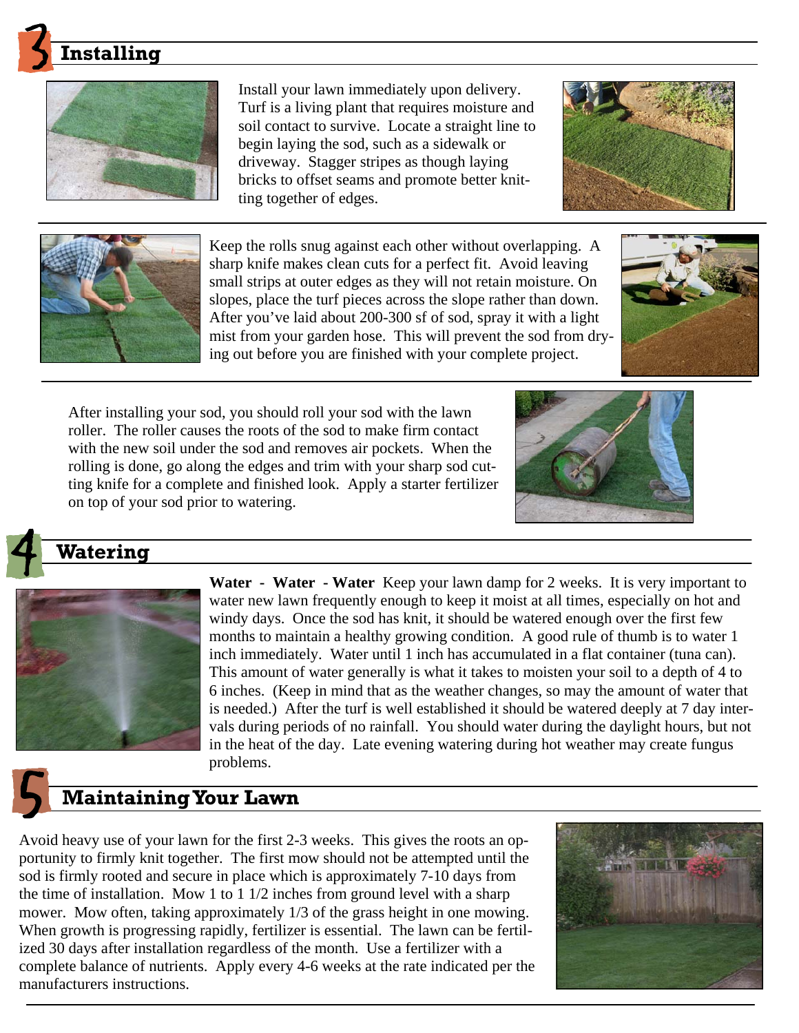## 3 Installing

Install your lawn immediately upon delivery. Turf is a living plant that requires moisture and soil contact to survive. Locate a straight line to begin laying the sod, such as a sidewalk or driveway. Stagger stripes as though laying bricks to offset seams and promote better knitting together of edges.

Keep the rolls snug against each other without overlapping. A sharp knife makes clean cuts for a perfect fit. Avoid leaving small strips at outer edges as they will not retain moisture. On slopes, place the turf pieces across the slope rather than down. After you've laid about 200-300 sf of sod, spray it with a light mist from your garden hose. This will prevent the sod from drying out before you are finished with your complete project.

After installing your sod, you should roll your sod with the lawn roller. The roller causes the roots of the sod to make firm contact with the new soil under the sod and removes air pockets. When the rolling is done, go along the edges and trim with your sharp sod cutting knife for a complete and finished look. Apply a starter fertilizer on top of your sod prior to watering.

## 4 Watering

**Water - Water - Water** Keep your lawn damp for 2 weeks. It is very important to water new lawn frequently enough to keep it moist at all times, especially on hot and windy days. Once the sod has knit, it should be watered enough over the first few months to maintain a healthy growing condition. A good rule of thumb is to water 1 inch immediately. Water until 1 inch has accumulated in a flat container (tuna can). This amount of water generally is what it takes to moisten your soil to a depth of 4 to 6 inches. (Keep in mind that as the weather changes, so may the amount of water that is needed.) After the turf is well established it should be watered deeply at 7 day intervals during periods of no rainfall. You should water during the daylight hours, but not in the heat of the day. Late evening watering during hot weather may create fungus problems.

## 5 Maintaining Your Lawn

Avoid heavy use of your lawn for the first 2-3 weeks. This gives the roots an opportunity to firmly knit together. The first mow should not be attempted until the sod is firmly rooted and secure in place which is approximately 7-10 days from the time of installation. Mow 1 to 1 1/2 inches from ground level with a sharp mower. Mow often, taking approximately 1/3 of the grass height in one mowing. When growth is progressing rapidly, fertilizer is essential. The lawn can be fertilized 30 days after installation regardless of the month. Use a fertilizer with a complete balance of nutrients. Apply every 4-6 weeks at the rate indicated per the manufacturers instructions.